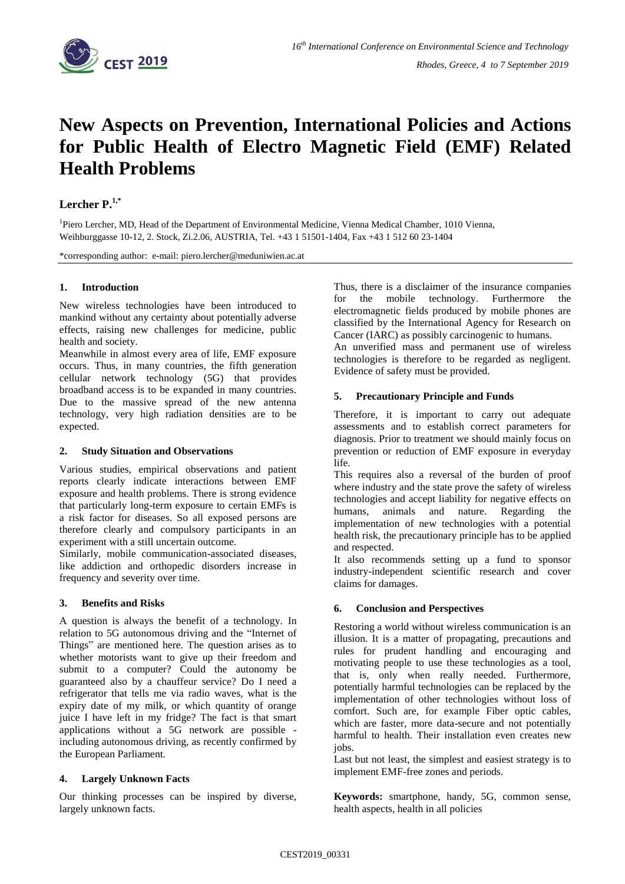# New Aspects on Prevention, International Policies and Actions for Public Health of Electro Magnetic Field (EMF) Related Health Problems

**Lercher P.**[1,*]

[1]Piero Lercher, MD, Head of the Department of Environmental Medicine, Vienna Medical Chamber, 1010 Vienna, Weihburggasse 10-12, 2. Stock, Zi.2.06, AUSTRIA, Tel. +43 1 51501-1404, Fax +43 1 512 60 23-1404

*corresponding author: e-mail: piero.lercher@meduniwien.ac.at

## 1. Introduction

New wireless technologies have been introduced to mankind without any certainty about potentially adverse effects, raising new challenges for medicine, public health and society.

Meanwhile in almost every area of life, EMF exposure occurs. Thus, in many countries, the fifth generation cellular network technology (5G) that provides broadband access is to be expanded in many countries. Due to the massive spread of the new antenna technology, very high radiation densities are to be expected.

## 2. Study Situation and Observations

Various studies, empirical observations and patient reports clearly indicate interactions between EMF exposure and health problems. There is strong evidence that particularly long-term exposure to certain EMFs is a risk factor for diseases. So all exposed persons are therefore clearly and compulsory participants in an experiment with a still uncertain outcome.

Similarly, mobile communication-associated diseases, like addiction and orthopedic disorders increase in frequency and severity over time.

## 3. Benefits and Risks

A question is always the benefit of a technology. In relation to 5G autonomous driving and the "Internet of Things" are mentioned here. The question arises as to whether motorists want to give up their freedom and submit to a computer? Could the autonomy be guaranteed also by a chauffeur service? Do I need a refrigerator that tells me via radio waves, what is the expiry date of my milk, or which quantity of orange juice I have left in my fridge? The fact is that smart applications without a 5G network are possible - including autonomous driving, as recently confirmed by the European Parliament.

## 4. Largely Unknown Facts

Our thinking processes can be inspired by diverse, largely unknown facts.

Thus, there is a disclaimer of the insurance companies for the mobile technology. Furthermore the electromagnetic fields produced by mobile phones are classified by the International Agency for Research on Cancer (IARC) as possibly carcinogenic to humans.

An unverified mass and permanent use of wireless technologies is therefore to be regarded as negligent. Evidence of safety must be provided.

## 5. Precautionary Principle and Funds

Therefore, it is important to carry out adequate assessments and to establish correct parameters for diagnosis. Prior to treatment we should mainly focus on prevention or reduction of EMF exposure in everyday life.

This requires also a reversal of the burden of proof where industry and the state prove the safety of wireless technologies and accept liability for negative effects on humans, animals and nature. Regarding the implementation of new technologies with a potential health risk, the precautionary principle has to be applied and respected.

It also recommends setting up a fund to sponsor industry-independent scientific research and cover claims for damages.

## 6. Conclusion and Perspectives

Restoring a world without wireless communication is an illusion. It is a matter of propagating, precautions and rules for prudent handling and encouraging and motivating people to use these technologies as a tool, that is, only when really needed. Furthermore, potentially harmful technologies can be replaced by the implementation of other technologies without loss of comfort. Such are, for example Fiber optic cables, which are faster, more data-secure and not potentially harmful to health. Their installation even creates new jobs.

Last but not least, the simplest and easiest strategy is to implement EMF-free zones and periods.

**Keywords:** smartphone, handy, 5G, common sense, health aspects, health in all policies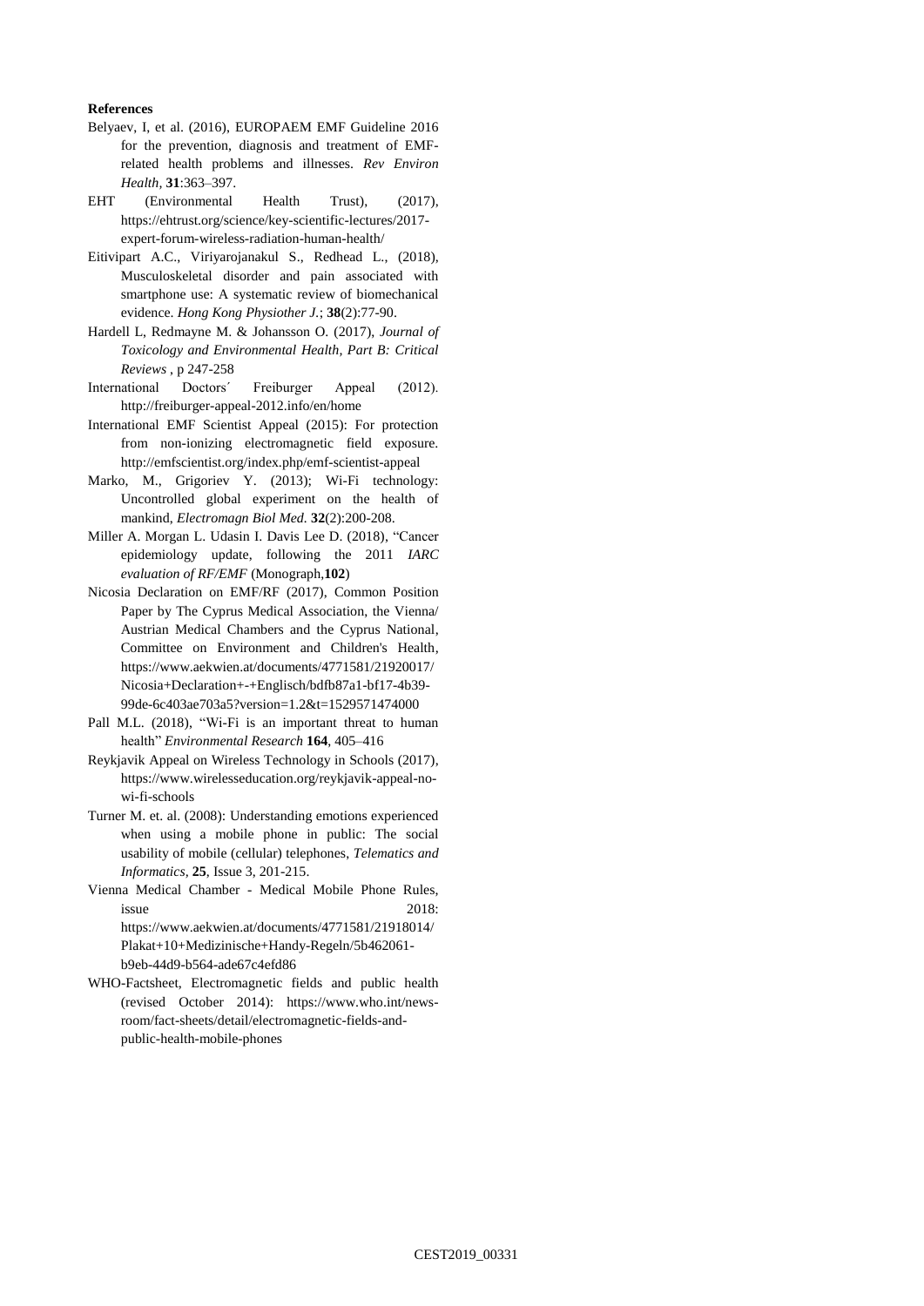**References**

Belyaev, I, et al. (2016), EUROPAEM EMF Guideline 2016 for the prevention, diagnosis and treatment of EMF-related health problems and illnesses. *Rev Environ Health*, **31**:363–397.

EHT (Environmental Health Trust), (2017), https://ehtrust.org/science/key-scientific-lectures/2017-expert-forum-wireless-radiation-human-health/

Eitivipart A.C., Viriyarojanakul S., Redhead L., (2018), Musculoskeletal disorder and pain associated with smartphone use: A systematic review of biomechanical evidence. *Hong Kong Physiother J.*; **38**(2):77-90.

Hardell L, Redmayne M. & Johansson O. (2017), *Journal of Toxicology and Environmental Health, Part B: Critical Reviews* , p 247-258

International Doctors´ Freiburger Appeal (2012). http://freiburger-appeal-2012.info/en/home

International EMF Scientist Appeal (2015): For protection from non-ionizing electromagnetic field exposure. http://emfscientist.org/index.php/emf-scientist-appeal

Marko, M., Grigoriev Y. (2013); Wi-Fi technology: Uncontrolled global experiment on the health of mankind, *Electromagn Biol Med*. **32**(2):200-208.

Miller A. Morgan L. Udasin I. Davis Lee D. (2018), "Cancer epidemiology update, following the 2011 *IARC evaluation of RF/EMF* (Monograph,**102**)

Nicosia Declaration on EMF/RF (2017), Common Position Paper by The Cyprus Medical Association, the Vienna/ Austrian Medical Chambers and the Cyprus National, Committee on Environment and Children's Health, https://www.aekwien.at/documents/4771581/21920017/Nicosia+Declaration+-+Englisch/bdfb87a1-bf17-4b39-99de-6c403ae703a5?version=1.2&t=1529571474000

Pall M.L. (2018), "Wi-Fi is an important threat to human health" *Environmental Research* **164**, 405–416

Reykjavik Appeal on Wireless Technology in Schools (2017), https://www.wirelesseducation.org/reykjavik-appeal-no-wi-fi-schools

Turner M. et. al. (2008): Understanding emotions experienced when using a mobile phone in public: The social usability of mobile (cellular) telephones, *Telematics and Informatics*, **25**, Issue 3, 201-215.

Vienna Medical Chamber - Medical Mobile Phone Rules, issue 2018: https://www.aekwien.at/documents/4771581/21918014/Plakat+10+Medizinische+Handy-Regeln/5b462061-b9eb-44d9-b564-ade67c4efd86

WHO-Factsheet, Electromagnetic fields and public health (revised October 2014): https://www.who.int/news-room/fact-sheets/detail/electromagnetic-fields-and-public-health-mobile-phones